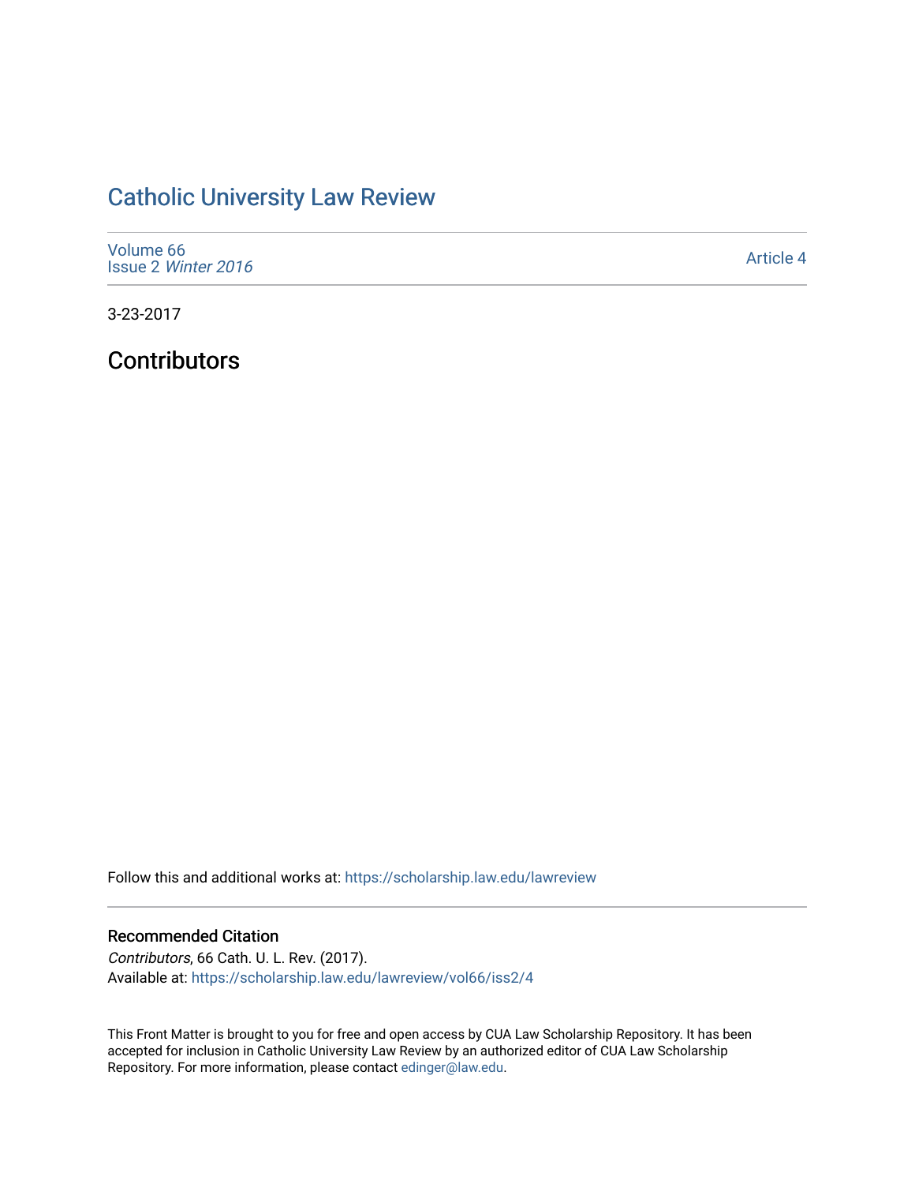# Catholic University Law Review

Volume 66
Issue 2 *Winter 2016*

Article 4

3-23-2017

## Contributors

Follow this and additional works at: https://scholarship.law.edu/lawreview

### Recommended Citation

*Contributors*, 66 Cath. U. L. Rev. (2017).
Available at: https://scholarship.law.edu/lawreview/vol66/iss2/4

This Front Matter is brought to you for free and open access by CUA Law Scholarship Repository. It has been accepted for inclusion in Catholic University Law Review by an authorized editor of CUA Law Scholarship Repository. For more information, please contact edinger@law.edu.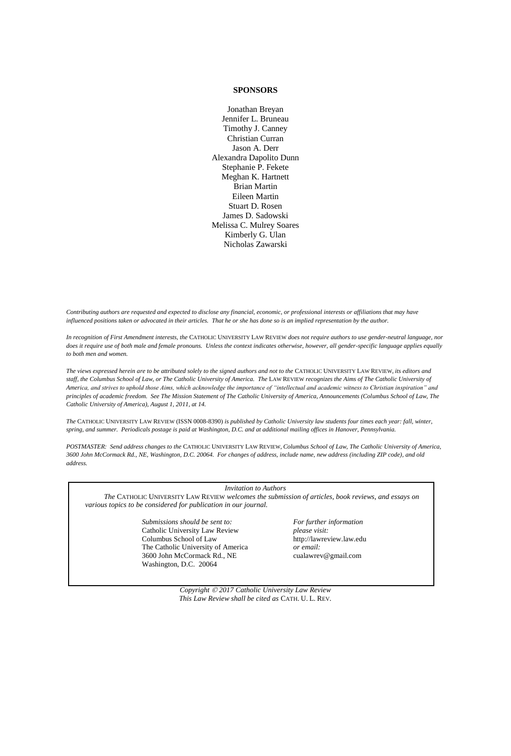**SPONSORS**

Jonathan Breyan
Jennifer L. Bruneau
Timothy J. Canney
Christian Curran
Jason A. Derr
Alexandra Dapolito Dunn
Stephanie P. Fekete
Meghan K. Hartnett
Brian Martin
Eileen Martin
Stuart D. Rosen
James D. Sadowski
Melissa C. Mulrey Soares
Kimberly G. Ulan
Nicholas Zawarski

*Contributing authors are requested and expected to disclose any financial, economic, or professional interests or affiliations that may have influenced positions taken or advocated in their articles. That he or she has done so is an implied representation by the author.*

*In recognition of First Amendment interests, the* CATHOLIC UNIVERSITY LAW REVIEW *does not require authors to use gender-neutral language, nor does it require use of both male and female pronouns. Unless the context indicates otherwise, however, all gender-specific language applies equally to both men and women.*

*The views expressed herein are to be attributed solely to the signed authors and not to the* CATHOLIC UNIVERSITY LAW REVIEW, *its editors and staff, the Columbus School of Law, or The Catholic University of America. The* LAW REVIEW *recognizes the Aims of The Catholic University of America, and strives to uphold those Aims, which acknowledge the importance of "intellectual and academic witness to Christian inspiration" and principles of academic freedom. See The Mission Statement of The Catholic University of America, Announcements (Columbus School of Law, The Catholic University of America), August 1, 2011, at 14.*

*The* CATHOLIC UNIVERSITY LAW REVIEW (ISSN 0008-8390) *is published by Catholic University law students four times each year: fall, winter, spring, and summer. Periodicals postage is paid at Washington, D.C. and at additional mailing offices in Hanover, Pennsylvania.*

*POSTMASTER: Send address changes to the* CATHOLIC UNIVERSITY LAW REVIEW, *Columbus School of Law, The Catholic University of America, 3600 John McCormack Rd., NE, Washington, D.C. 20064. For changes of address, include name, new address (including ZIP code), and old address.*

*Invitation to Authors*

*The* CATHOLIC UNIVERSITY LAW REVIEW *welcomes the submission of articles, book reviews, and essays on various topics to be considered for publication in our journal.*

*Submissions should be sent to:*
Catholic University Law Review
Columbus School of Law
The Catholic University of America
3600 John McCormack Rd., NE
Washington, D.C. 20064

*For further information please visit:*
http://lawreview.law.edu
*or email:*
cualawrev@gmail.com

*Copyright © 2017 Catholic University Law Review*
*This Law Review shall be cited as* CATH. U. L. REV.